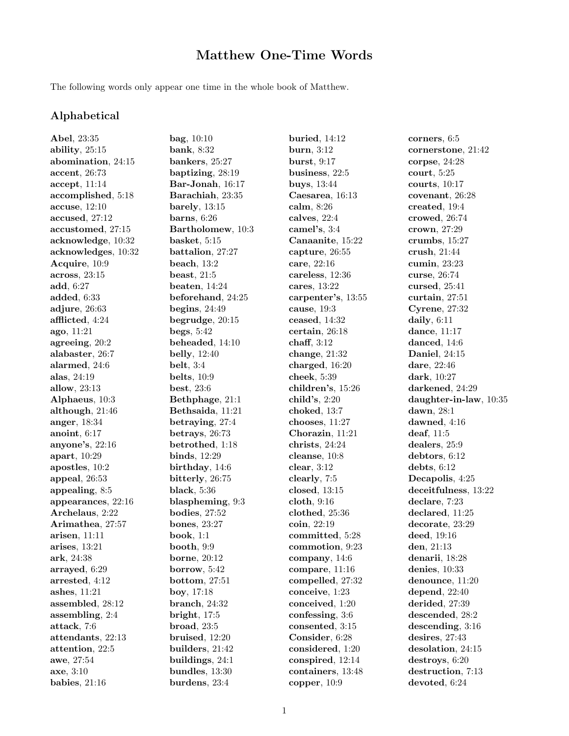# Matthew One-Time Words

The following words only appear one time in the whole book of Matthew.

## Alphabetical

**Abel**, 23:35
**ability**, 25:15
**abomination**, 24:15
**accent**, 26:73
**accept**, 11:14
**accomplished**, 5:18
**accuse**, 12:10
**accused**, 27:12
**accustomed**, 27:15
**acknowledge**, 10:32
**acknowledges**, 10:32
**Acquire**, 10:9
**across**, 23:15
**add**, 6:27
**added**, 6:33
**adjure**, 26:63
**afflicted**, 4:24
**ago**, 11:21
**agreeing**, 20:2
**alabaster**, 26:7
**alarmed**, 24:6
**alas**, 24:19
**allow**, 23:13
**Alphaeus**, 10:3
**although**, 21:46
**anger**, 18:34
**anoint**, 6:17
**anyone's**, 22:16
**apart**, 10:29
**apostles**, 10:2
**appeal**, 26:53
**appealing**, 8:5
**appearances**, 22:16
**Archelaus**, 2:22
**Arimathea**, 27:57
**arisen**, 11:11
**arises**, 13:21
**ark**, 24:38
**arrayed**, 6:29
**arrested**, 4:12
**ashes**, 11:21
**assembled**, 28:12
**assembling**, 2:4
**attack**, 7:6
**attendants**, 22:13
**attention**, 22:5
**awe**, 27:54
**axe**, 3:10
**babies**, 21:16
**bag**, 10:10
**bank**, 8:32
**bankers**, 25:27
**baptizing**, 28:19
**Bar-Jonah**, 16:17
**Barachiah**, 23:35
**barely**, 13:15
**barns**, 6:26
**Bartholomew**, 10:3
**basket**, 5:15
**battalion**, 27:27
**beach**, 13:2
**beast**, 21:5
**beaten**, 14:24
**beforehand**, 24:25
**begins**, 24:49
**begrudge**, 20:15
**begs**, 5:42
**beheaded**, 14:10
**belly**, 12:40
**belt**, 3:4
**belts**, 10:9
**best**, 23:6
**Bethphage**, 21:1
**Bethsaida**, 11:21
**betraying**, 27:4
**betrays**, 26:73
**betrothed**, 1:18
**binds**, 12:29
**birthday**, 14:6
**bitterly**, 26:75
**black**, 5:36
**blaspheming**, 9:3
**bodies**, 27:52
**bones**, 23:27
**book**, 1:1
**booth**, 9:9
**borne**, 20:12
**borrow**, 5:42
**bottom**, 27:51
**boy**, 17:18
**branch**, 24:32
**bright**, 17:5
**broad**, 23:5
**bruised**, 12:20
**builders**, 21:42
**buildings**, 24:1
**bundles**, 13:30
**burdens**, 23:4
**buried**, 14:12
**burn**, 3:12
**burst**, 9:17
**business**, 22:5
**buys**, 13:44
**Caesarea**, 16:13
**calm**, 8:26
**calves**, 22:4
**camel's**, 3:4
**Canaanite**, 15:22
**capture**, 26:55
**care**, 22:16
**careless**, 12:36
**cares**, 13:22
**carpenter's**, 13:55
**cause**, 19:3
**ceased**, 14:32
**certain**, 26:18
**chaff**, 3:12
**change**, 21:32
**charged**, 16:20
**cheek**, 5:39
**children's**, 15:26
**child's**, 2:20
**choked**, 13:7
**chooses**, 11:27
**Chorazin**, 11:21
**christs**, 24:24
**cleanse**, 10:8
**clear**, 3:12
**clearly**, 7:5
**closed**, 13:15
**cloth**, 9:16
**clothed**, 25:36
**coin**, 22:19
**committed**, 5:28
**commotion**, 9:23
**company**, 14:6
**compare**, 11:16
**compelled**, 27:32
**conceive**, 1:23
**conceived**, 1:20
**confessing**, 3:6
**consented**, 3:15
**Consider**, 6:28
**considered**, 1:20
**conspired**, 12:14
**containers**, 13:48
**copper**, 10:9
**corners**, 6:5
**cornerstone**, 21:42
**corpse**, 24:28
**court**, 5:25
**courts**, 10:17
**covenant**, 26:28
**created**, 19:4
**crowed**, 26:74
**crown**, 27:29
**crumbs**, 15:27
**crush**, 21:44
**cumin**, 23:23
**curse**, 26:74
**cursed**, 25:41
**curtain**, 27:51
**Cyrene**, 27:32
**daily**, 6:11
**dance**, 11:17
**danced**, 14:6
**Daniel**, 24:15
**dare**, 22:46
**dark**, 10:27
**darkened**, 24:29
**daughter-in-law**, 10:35
**dawn**, 28:1
**dawned**, 4:16
**deaf**, 11:5
**dealers**, 25:9
**debtors**, 6:12
**debts**, 6:12
**Decapolis**, 4:25
**deceitfulness**, 13:22
**declare**, 7:23
**declared**, 11:25
**decorate**, 23:29
**deed**, 19:16
**den**, 21:13
**denarii**, 18:28
**denies**, 10:33
**denounce**, 11:20
**depend**, 22:40
**derided**, 27:39
**descended**, 28:2
**descending**, 3:16
**desires**, 27:43
**desolation**, 24:15
**destroys**, 6:20
**destruction**, 7:13
**devoted**, 6:24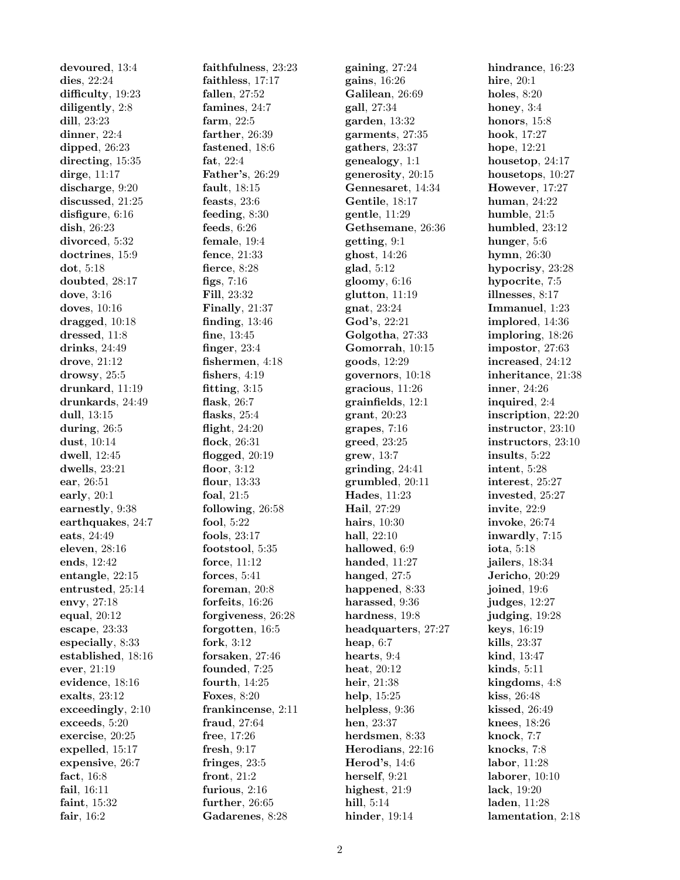**devoured**, 13:4
**dies**, 22:24
**difficulty**, 19:23
**diligently**, 2:8
**dill**, 23:23
**dinner**, 22:4
**dipped**, 26:23
**directing**, 15:35
**dirge**, 11:17
**discharge**, 9:20
**discussed**, 21:25
**disfigure**, 6:16
**dish**, 26:23
**divorced**, 5:32
**doctrines**, 15:9
**dot**, 5:18
**doubted**, 28:17
**dove**, 3:16
**doves**, 10:16
**dragged**, 10:18
**dressed**, 11:8
**drinks**, 24:49
**drove**, 21:12
**drowsy**, 25:5
**drunkard**, 11:19
**drunkards**, 24:49
**dull**, 13:15
**during**, 26:5
**dust**, 10:14
**dwell**, 12:45
**dwells**, 23:21
**ear**, 26:51
**early**, 20:1
**earnestly**, 9:38
**earthquakes**, 24:7
**eats**, 24:49
**eleven**, 28:16
**ends**, 12:42
**entangle**, 22:15
**entrusted**, 25:14
**envy**, 27:18
**equal**, 20:12
**escape**, 23:33
**especially**, 8:33
**established**, 18:16
**ever**, 21:19
**evidence**, 18:16
**exalts**, 23:12
**exceedingly**, 2:10
**exceeds**, 5:20
**exercise**, 20:25
**expelled**, 15:17
**expensive**, 26:7
**fact**, 16:8
**fail**, 16:11
**faint**, 15:32
**fair**, 16:2
**faithfulness**, 23:23
**faithless**, 17:17
**fallen**, 27:52
**famines**, 24:7
**farm**, 22:5
**farther**, 26:39
**fastened**, 18:6
**fat**, 22:4
**Father's**, 26:29
**fault**, 18:15
**feasts**, 23:6
**feeding**, 8:30
**feeds**, 6:26
**female**, 19:4
**fence**, 21:33
**fierce**, 8:28
**figs**, 7:16
**Fill**, 23:32
**Finally**, 21:37
**finding**, 13:46
**fine**, 13:45
**finger**, 23:4
**fishermen**, 4:18
**fishers**, 4:19
**fitting**, 3:15
**flask**, 26:7
**flasks**, 25:4
**flight**, 24:20
**flock**, 26:31
**flogged**, 20:19
**floor**, 3:12
**flour**, 13:33
**foal**, 21:5
**following**, 26:58
**fool**, 5:22
**fools**, 23:17
**footstool**, 5:35
**force**, 11:12
**forces**, 5:41
**foreman**, 20:8
**forfeits**, 16:26
**forgiveness**, 26:28
**forgotten**, 16:5
**fork**, 3:12
**forsaken**, 27:46
**founded**, 7:25
**fourth**, 14:25
**Foxes**, 8:20
**frankincense**, 2:11
**fraud**, 27:64
**free**, 17:26
**fresh**, 9:17
**fringes**, 23:5
**front**, 21:2
**furious**, 2:16
**further**, 26:65
**Gadarenes**, 8:28
**gaining**, 27:24
**gains**, 16:26
**Galilean**, 26:69
**gall**, 27:34
**garden**, 13:32
**garments**, 27:35
**gathers**, 23:37
**genealogy**, 1:1
**generosity**, 20:15
**Gennesaret**, 14:34
**Gentile**, 18:17
**gentle**, 11:29
**Gethsemane**, 26:36
**getting**, 9:1
**ghost**, 14:26
**glad**, 5:12
**gloomy**, 6:16
**glutton**, 11:19
**gnat**, 23:24
**God's**, 22:21
**Golgotha**, 27:33
**Gomorrah**, 10:15
**goods**, 12:29
**governors**, 10:18
**gracious**, 11:26
**grainfields**, 12:1
**grant**, 20:23
**grapes**, 7:16
**greed**, 23:25
**grew**, 13:7
**grinding**, 24:41
**grumbled**, 20:11
**Hades**, 11:23
**Hail**, 27:29
**hairs**, 10:30
**hall**, 22:10
**hallowed**, 6:9
**handed**, 11:27
**hanged**, 27:5
**happened**, 8:33
**harassed**, 9:36
**hardness**, 19:8
**headquarters**, 27:27
**heap**, 6:7
**hearts**, 9:4
**heat**, 20:12
**heir**, 21:38
**help**, 15:25
**helpless**, 9:36
**hen**, 23:37
**herdsmen**, 8:33
**Herodians**, 22:16
**Herod's**, 14:6
**herself**, 9:21
**highest**, 21:9
**hill**, 5:14
**hinder**, 19:14
**hindrance**, 16:23
**hire**, 20:1
**holes**, 8:20
**honey**, 3:4
**honors**, 15:8
**hook**, 17:27
**hope**, 12:21
**housetop**, 24:17
**housetops**, 10:27
**However**, 17:27
**human**, 24:22
**humble**, 21:5
**humbled**, 23:12
**hunger**, 5:6
**hymn**, 26:30
**hypocrisy**, 23:28
**hypocrite**, 7:5
**illnesses**, 8:17
**Immanuel**, 1:23
**implored**, 14:36
**imploring**, 18:26
**impostor**, 27:63
**increased**, 24:12
**inheritance**, 21:38
**inner**, 24:26
**inquired**, 2:4
**inscription**, 22:20
**instructor**, 23:10
**instructors**, 23:10
**insults**, 5:22
**intent**, 5:28
**interest**, 25:27
**invested**, 25:27
**invite**, 22:9
**invoke**, 26:74
**inwardly**, 7:15
**iota**, 5:18
**jailers**, 18:34
**Jericho**, 20:29
**joined**, 19:6
**judges**, 12:27
**judging**, 19:28
**keys**, 16:19
**kills**, 23:37
**kind**, 13:47
**kinds**, 5:11
**kingdoms**, 4:8
**kiss**, 26:48
**kissed**, 26:49
**knees**, 18:26
**knock**, 7:7
**knocks**, 7:8
**labor**, 11:28
**laborer**, 10:10
**lack**, 19:20
**laden**, 11:28
**lamentation**, 2:18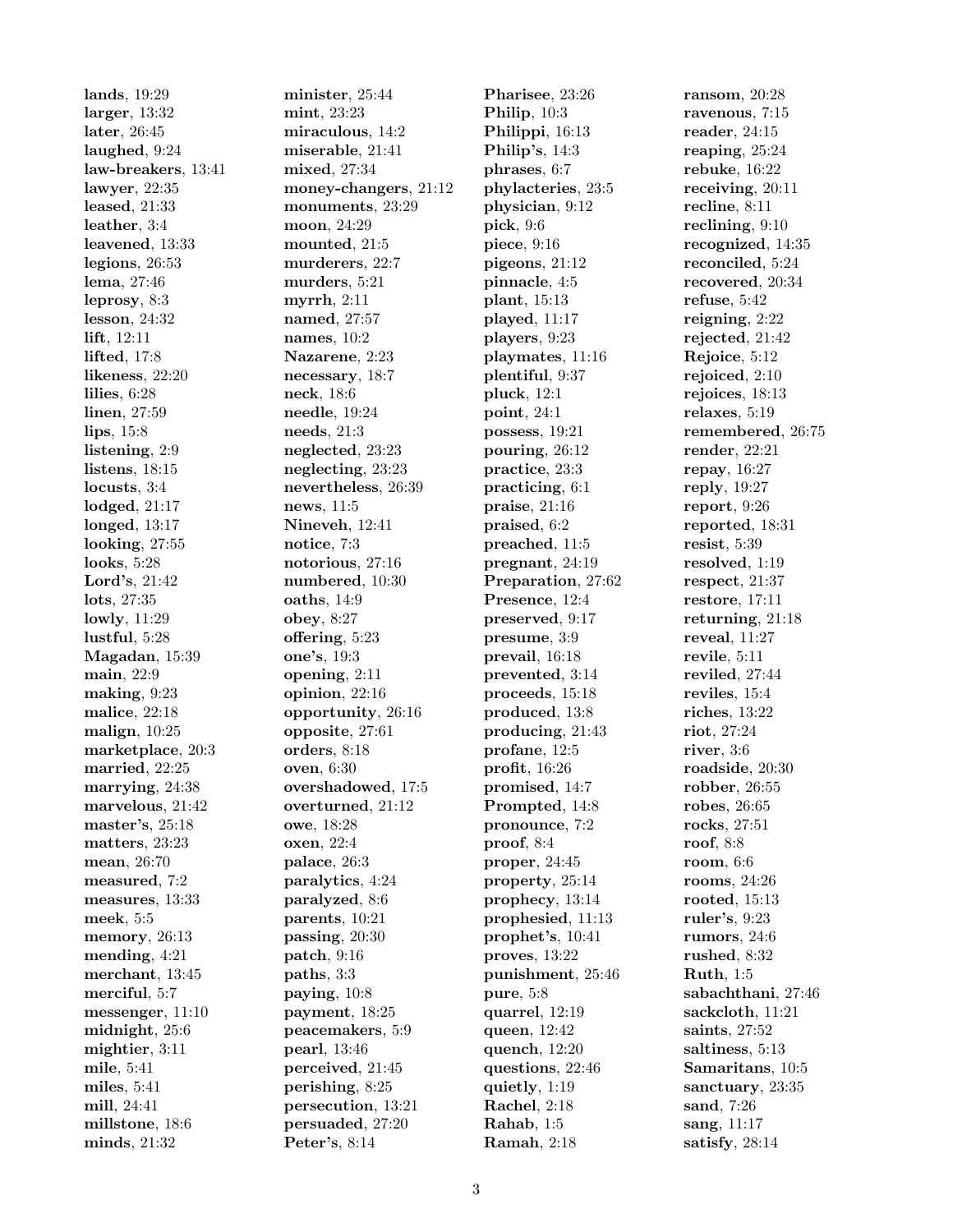**lands**, 19:29
**larger**, 13:32
**later**, 26:45
**laughed**, 9:24
**law-breakers**, 13:41
**lawyer**, 22:35
**leased**, 21:33
**leather**, 3:4
**leavened**, 13:33
**legions**, 26:53
**lema**, 27:46
**leprosy**, 8:3
**lesson**, 24:32
**lift**, 12:11
**lifted**, 17:8
**likeness**, 22:20
**lilies**, 6:28
**linen**, 27:59
**lips**, 15:8
**listening**, 2:9
**listens**, 18:15
**locusts**, 3:4
**lodged**, 21:17
**longed**, 13:17
**looking**, 27:55
**looks**, 5:28
**Lord's**, 21:42
**lots**, 27:35
**lowly**, 11:29
**lustful**, 5:28
**Magadan**, 15:39
**main**, 22:9
**making**, 9:23
**malice**, 22:18
**malign**, 10:25
**marketplace**, 20:3
**married**, 22:25
**marrying**, 24:38
**marvelous**, 21:42
**master's**, 25:18
**matters**, 23:23
**mean**, 26:70
**measured**, 7:2
**measures**, 13:33
**meek**, 5:5
**memory**, 26:13
**mending**, 4:21
**merchant**, 13:45
**merciful**, 5:7
**messenger**, 11:10
**midnight**, 25:6
**mightier**, 3:11
**mile**, 5:41
**miles**, 5:41
**mill**, 24:41
**millstone**, 18:6
**minds**, 21:32
**minister**, 25:44
**mint**, 23:23
**miraculous**, 14:2
**miserable**, 21:41
**mixed**, 27:34
**money-changers**, 21:12
**monuments**, 23:29
**moon**, 24:29
**mounted**, 21:5
**murderers**, 22:7
**murders**, 5:21
**myrrh**, 2:11
**named**, 27:57
**names**, 10:2
**Nazarene**, 2:23
**necessary**, 18:7
**neck**, 18:6
**needle**, 19:24
**needs**, 21:3
**neglected**, 23:23
**neglecting**, 23:23
**nevertheless**, 26:39
**news**, 11:5
**Nineveh**, 12:41
**notice**, 7:3
**notorious**, 27:16
**numbered**, 10:30
**oaths**, 14:9
**obey**, 8:27
**offering**, 5:23
**one's**, 19:3
**opening**, 2:11
**opinion**, 22:16
**opportunity**, 26:16
**opposite**, 27:61
**orders**, 8:18
**oven**, 6:30
**overshadowed**, 17:5
**overturned**, 21:12
**owe**, 18:28
**oxen**, 22:4
**palace**, 26:3
**paralytics**, 4:24
**paralyzed**, 8:6
**parents**, 10:21
**passing**, 20:30
**patch**, 9:16
**paths**, 3:3
**paying**, 10:8
**payment**, 18:25
**peacemakers**, 5:9
**pearl**, 13:46
**perceived**, 21:45
**perishing**, 8:25
**persecution**, 13:21
**persuaded**, 27:20
**Peter's**, 8:14
**Pharisee**, 23:26
**Philip**, 10:3
**Philippi**, 16:13
**Philip's**, 14:3
**phrases**, 6:7
**phylacteries**, 23:5
**physician**, 9:12
**pick**, 9:6
**piece**, 9:16
**pigeons**, 21:12
**pinnacle**, 4:5
**plant**, 15:13
**played**, 11:17
**players**, 9:23
**playmates**, 11:16
**plentiful**, 9:37
**pluck**, 12:1
**point**, 24:1
**possess**, 19:21
**pouring**, 26:12
**practice**, 23:3
**practicing**, 6:1
**praise**, 21:16
**praised**, 6:2
**preached**, 11:5
**pregnant**, 24:19
**Preparation**, 27:62
**Presence**, 12:4
**preserved**, 9:17
**presume**, 3:9
**prevail**, 16:18
**prevented**, 3:14
**proceeds**, 15:18
**produced**, 13:8
**producing**, 21:43
**profane**, 12:5
**profit**, 16:26
**promised**, 14:7
**Prompted**, 14:8
**pronounce**, 7:2
**proof**, 8:4
**proper**, 24:45
**property**, 25:14
**prophecy**, 13:14
**prophesied**, 11:13
**prophet's**, 10:41
**proves**, 13:22
**punishment**, 25:46
**pure**, 5:8
**quarrel**, 12:19
**queen**, 12:42
**quench**, 12:20
**questions**, 22:46
**quietly**, 1:19
**Rachel**, 2:18
**Rahab**, 1:5
**Ramah**, 2:18
**ransom**, 20:28
**ravenous**, 7:15
**reader**, 24:15
**reaping**, 25:24
**rebuke**, 16:22
**receiving**, 20:11
**recline**, 8:11
**reclining**, 9:10
**recognized**, 14:35
**reconciled**, 5:24
**recovered**, 20:34
**refuse**, 5:42
**reigning**, 2:22
**rejected**, 21:42
**Rejoice**, 5:12
**rejoiced**, 2:10
**rejoices**, 18:13
**relaxes**, 5:19
**remembered**, 26:75
**render**, 22:21
**repay**, 16:27
**reply**, 19:27
**report**, 9:26
**reported**, 18:31
**resist**, 5:39
**resolved**, 1:19
**respect**, 21:37
**restore**, 17:11
**returning**, 21:18
**reveal**, 11:27
**revile**, 5:11
**reviled**, 27:44
**reviles**, 15:4
**riches**, 13:22
**riot**, 27:24
**river**, 3:6
**roadside**, 20:30
**robber**, 26:55
**robes**, 26:65
**rocks**, 27:51
**roof**, 8:8
**room**, 6:6
**rooms**, 24:26
**rooted**, 15:13
**ruler's**, 9:23
**rumors**, 24:6
**rushed**, 8:32
**Ruth**, 1:5
**sabachthani**, 27:46
**sackcloth**, 11:21
**saints**, 27:52
**saltiness**, 5:13
**Samaritans**, 10:5
**sanctuary**, 23:35
**sand**, 7:26
**sang**, 11:17
**satisfy**, 28:14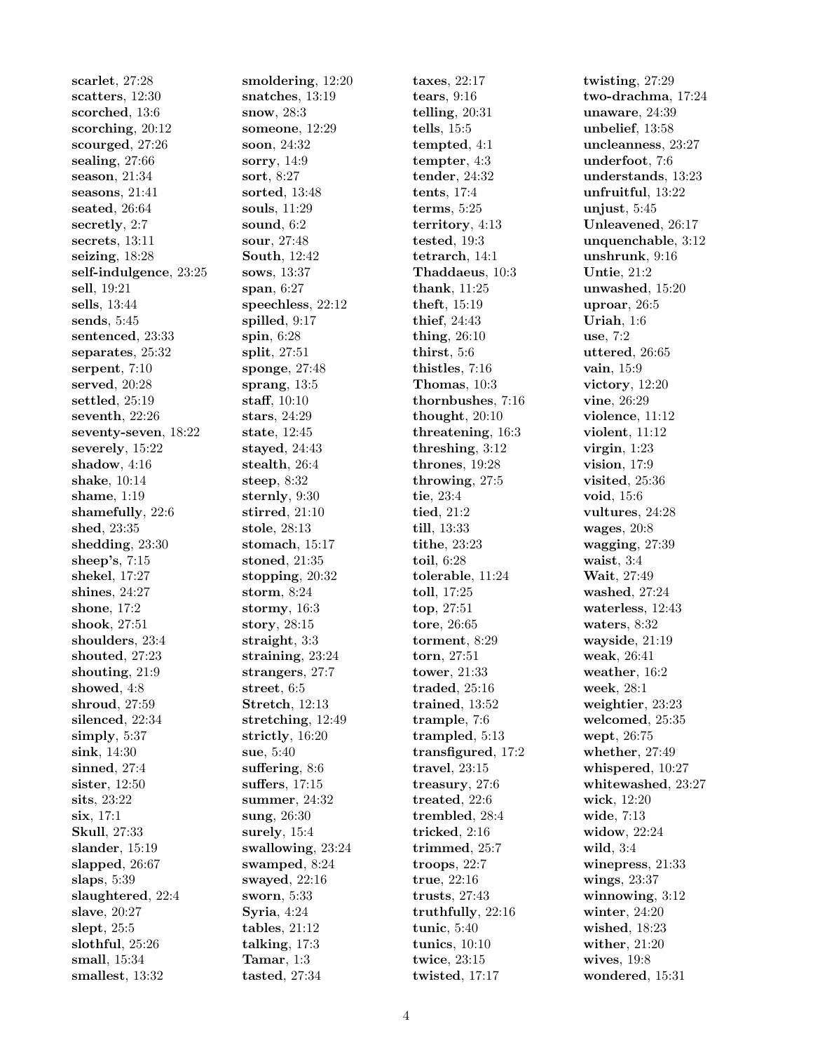**scarlet**, 27:28
**scatters**, 12:30
**scorched**, 13:6
**scorching**, 20:12
**scourged**, 27:26
**sealing**, 27:66
**season**, 21:34
**seasons**, 21:41
**seated**, 26:64
**secretly**, 2:7
**secrets**, 13:11
**seizing**, 18:28
**self-indulgence**, 23:25
**sell**, 19:21
**sells**, 13:44
**sends**, 5:45
**sentenced**, 23:33
**separates**, 25:32
**serpent**, 7:10
**served**, 20:28
**settled**, 25:19
**seventh**, 22:26
**seventy-seven**, 18:22
**severely**, 15:22
**shadow**, 4:16
**shake**, 10:14
**shame**, 1:19
**shamefully**, 22:6
**shed**, 23:35
**shedding**, 23:30
**sheep's**, 7:15
**shekel**, 17:27
**shines**, 24:27
**shone**, 17:2
**shook**, 27:51
**shoulders**, 23:4
**shouted**, 27:23
**shouting**, 21:9
**showed**, 4:8
**shroud**, 27:59
**silenced**, 22:34
**simply**, 5:37
**sink**, 14:30
**sinned**, 27:4
**sister**, 12:50
**sits**, 23:22
**six**, 17:1
**Skull**, 27:33
**slander**, 15:19
**slapped**, 26:67
**slaps**, 5:39
**slaughtered**, 22:4
**slave**, 20:27
**slept**, 25:5
**slothful**, 25:26
**small**, 15:34
**smallest**, 13:32
**smoldering**, 12:20
**snatches**, 13:19
**snow**, 28:3
**someone**, 12:29
**soon**, 24:32
**sorry**, 14:9
**sort**, 8:27
**sorted**, 13:48
**souls**, 11:29
**sound**, 6:2
**sour**, 27:48
**South**, 12:42
**sows**, 13:37
**span**, 6:27
**speechless**, 22:12
**spilled**, 9:17
**spin**, 6:28
**split**, 27:51
**sponge**, 27:48
**sprang**, 13:5
**staff**, 10:10
**stars**, 24:29
**state**, 12:45
**stayed**, 24:43
**stealth**, 26:4
**steep**, 8:32
**sternly**, 9:30
**stirred**, 21:10
**stole**, 28:13
**stomach**, 15:17
**stoned**, 21:35
**stopping**, 20:32
**storm**, 8:24
**stormy**, 16:3
**story**, 28:15
**straight**, 3:3
**straining**, 23:24
**strangers**, 27:7
**street**, 6:5
**Stretch**, 12:13
**stretching**, 12:49
**strictly**, 16:20
**sue**, 5:40
**suffering**, 8:6
**suffers**, 17:15
**summer**, 24:32
**sung**, 26:30
**surely**, 15:4
**swallowing**, 23:24
**swamped**, 8:24
**swayed**, 22:16
**sworn**, 5:33
**Syria**, 4:24
**tables**, 21:12
**talking**, 17:3
**Tamar**, 1:3
**tasted**, 27:34
**taxes**, 22:17
**tears**, 9:16
**telling**, 20:31
**tells**, 15:5
**tempted**, 4:1
**tempter**, 4:3
**tender**, 24:32
**tents**, 17:4
**terms**, 5:25
**territory**, 4:13
**tested**, 19:3
**tetrarch**, 14:1
**Thaddaeus**, 10:3
**thank**, 11:25
**theft**, 15:19
**thief**, 24:43
**thing**, 26:10
**thirst**, 5:6
**thistles**, 7:16
**Thomas**, 10:3
**thornbushes**, 7:16
**thought**, 20:10
**threatening**, 16:3
**threshing**, 3:12
**thrones**, 19:28
**throwing**, 27:5
**tie**, 23:4
**tied**, 21:2
**till**, 13:33
**tithe**, 23:23
**toil**, 6:28
**tolerable**, 11:24
**toll**, 17:25
**top**, 27:51
**tore**, 26:65
**torment**, 8:29
**torn**, 27:51
**tower**, 21:33
**traded**, 25:16
**trained**, 13:52
**trample**, 7:6
**trampled**, 5:13
**transfigured**, 17:2
**travel**, 23:15
**treasury**, 27:6
**treated**, 22:6
**trembled**, 28:4
**tricked**, 2:16
**trimmed**, 25:7
**troops**, 22:7
**true**, 22:16
**trusts**, 27:43
**truthfully**, 22:16
**tunic**, 5:40
**tunics**, 10:10
**twice**, 23:15
**twisted**, 17:17
**twisting**, 27:29
**two-drachma**, 17:24
**unaware**, 24:39
**unbelief**, 13:58
**uncleanness**, 23:27
**underfoot**, 7:6
**understands**, 13:23
**unfruitful**, 13:22
**unjust**, 5:45
**Unleavened**, 26:17
**unquenchable**, 3:12
**unshrunk**, 9:16
**Untie**, 21:2
**unwashed**, 15:20
**uproar**, 26:5
**Uriah**, 1:6
**use**, 7:2
**uttered**, 26:65
**vain**, 15:9
**victory**, 12:20
**vine**, 26:29
**violence**, 11:12
**violent**, 11:12
**virgin**, 1:23
**vision**, 17:9
**visited**, 25:36
**void**, 15:6
**vultures**, 24:28
**wages**, 20:8
**wagging**, 27:39
**waist**, 3:4
**Wait**, 27:49
**washed**, 27:24
**waterless**, 12:43
**waters**, 8:32
**wayside**, 21:19
**weak**, 26:41
**weather**, 16:2
**week**, 28:1
**weightier**, 23:23
**welcomed**, 25:35
**wept**, 26:75
**whether**, 27:49
**whispered**, 10:27
**whitewashed**, 23:27
**wick**, 12:20
**wide**, 7:13
**widow**, 22:24
**wild**, 3:4
**winepress**, 21:33
**wings**, 23:37
**winnowing**, 3:12
**winter**, 24:20
**wished**, 18:23
**wither**, 21:20
**wives**, 19:8
**wondered**, 15:31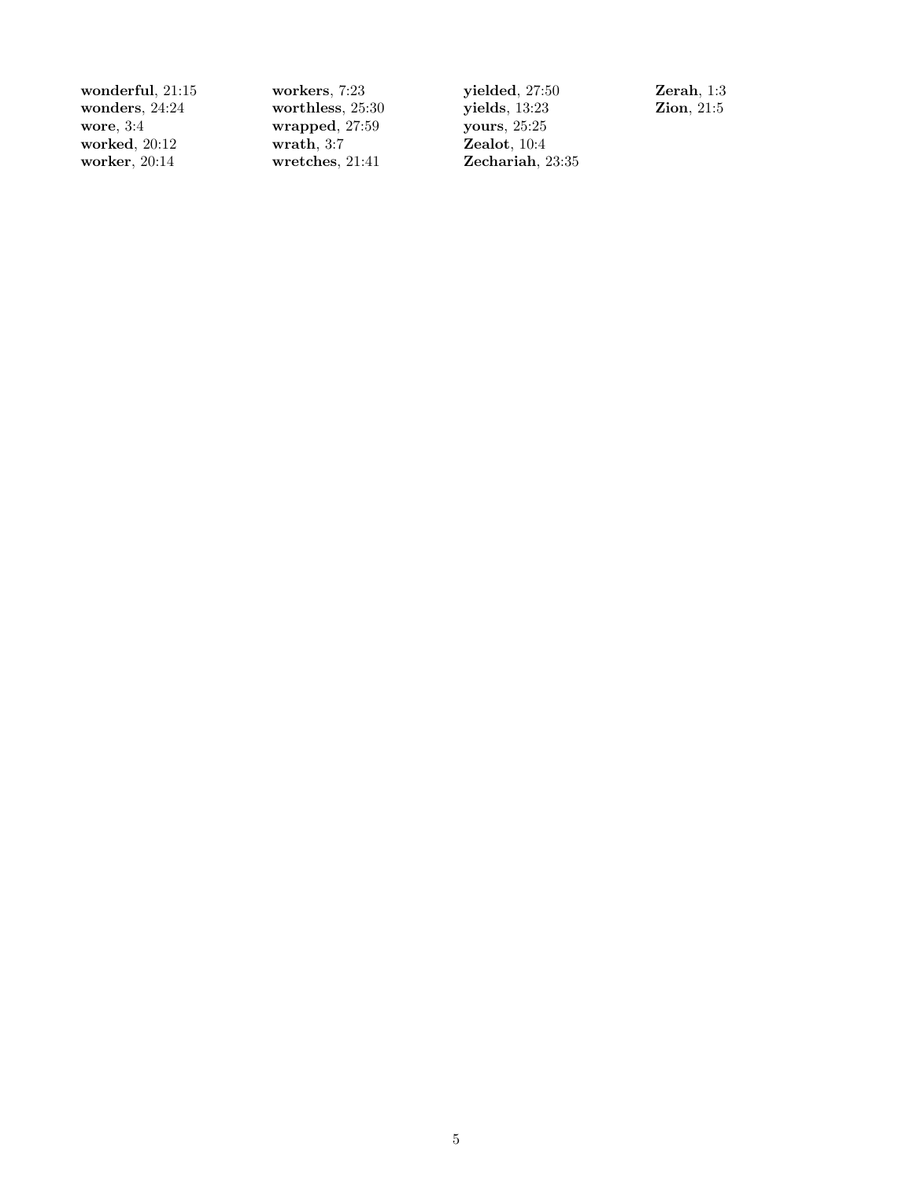**wonderful**, 21:15
**wonders**, 24:24
**wore**, 3:4
**worked**, 20:12
**worker**, 20:14
**workers**, 7:23
**worthless**, 25:30
**wrapped**, 27:59
**wrath**, 3:7
**wretches**, 21:41
**yielded**, 27:50
**yields**, 13:23
**yours**, 25:25
**Zealot**, 10:4
**Zechariah**, 23:35
**Zerah**, 1:3
**Zion**, 21:5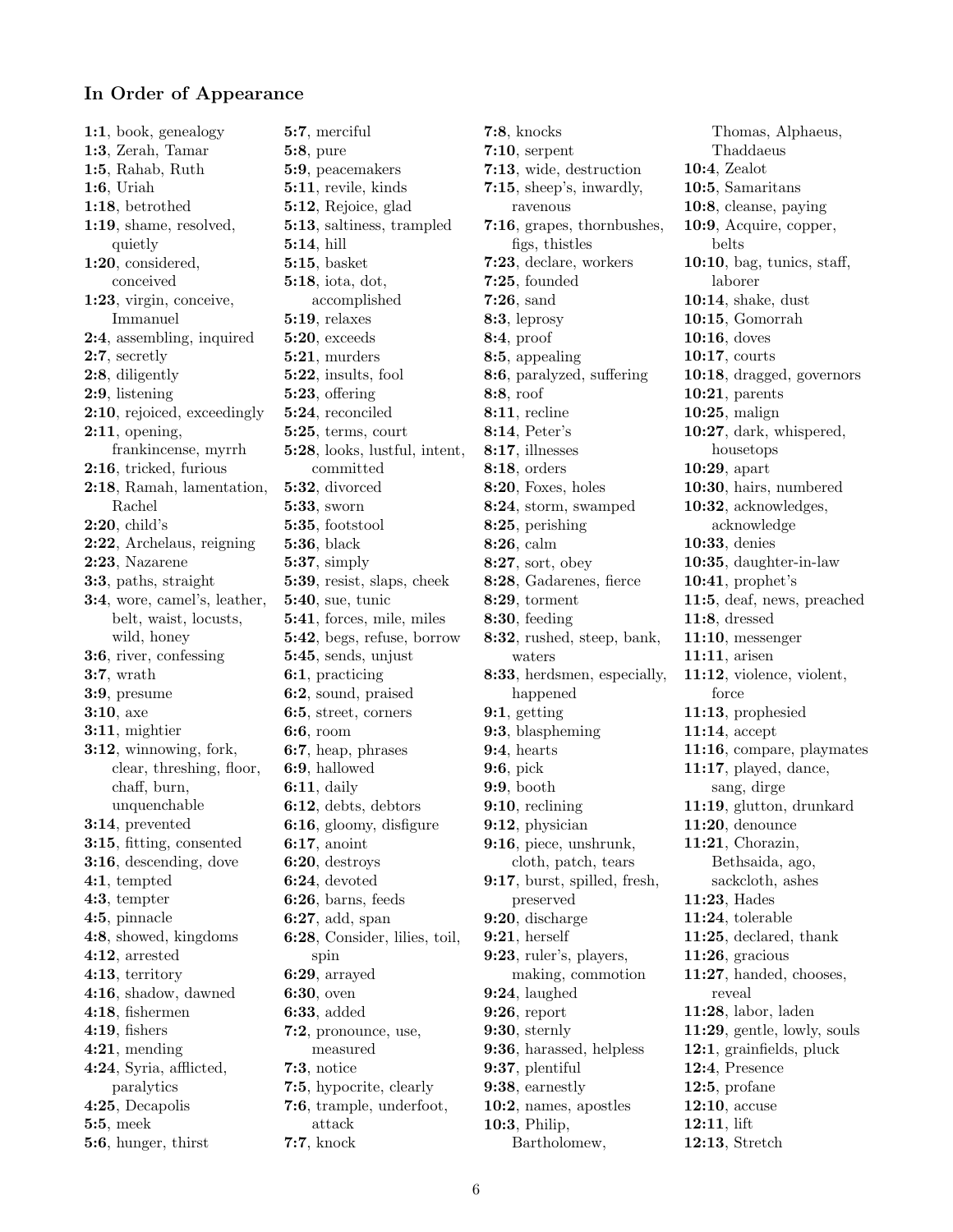## In Order of Appearance

**1:1**, book, genealogy
**1:3**, Zerah, Tamar
**1:5**, Rahab, Ruth
**1:6**, Uriah
**1:18**, betrothed
**1:19**, shame, resolved, quietly
**1:20**, considered, conceived
**1:23**, virgin, conceive, Immanuel
**2:4**, assembling, inquired
**2:7**, secretly
**2:8**, diligently
**2:9**, listening
**2:10**, rejoiced, exceedingly
**2:11**, opening, frankincense, myrrh
**2:16**, tricked, furious
**2:18**, Ramah, lamentation, Rachel
**2:20**, child's
**2:22**, Archelaus, reigning
**2:23**, Nazarene
**3:3**, paths, straight
**3:4**, wore, camel's, leather, belt, waist, locusts, wild, honey
**3:6**, river, confessing
**3:7**, wrath
**3:9**, presume
**3:10**, axe
**3:11**, mightier
**3:12**, winnowing, fork, clear, threshing, floor, chaff, burn, unquenchable
**3:14**, prevented
**3:15**, fitting, consented
**3:16**, descending, dove
**4:1**, tempted
**4:3**, tempter
**4:5**, pinnacle
**4:8**, showed, kingdoms
**4:12**, arrested
**4:13**, territory
**4:16**, shadow, dawned
**4:18**, fishermen
**4:19**, fishers
**4:21**, mending
**4:24**, Syria, afflicted, paralytics
**4:25**, Decapolis
**5:5**, meek
**5:6**, hunger, thirst
**5:7**, merciful
**5:8**, pure
**5:9**, peacemakers
**5:11**, revile, kinds
**5:12**, Rejoice, glad
**5:13**, saltiness, trampled
**5:14**, hill
**5:15**, basket
**5:18**, iota, dot, accomplished
**5:19**, relaxes
**5:20**, exceeds
**5:21**, murders
**5:22**, insults, fool
**5:23**, offering
**5:24**, reconciled
**5:25**, terms, court
**5:28**, looks, lustful, intent, committed
**5:32**, divorced
**5:33**, sworn
**5:35**, footstool
**5:36**, black
**5:37**, simply
**5:39**, resist, slaps, cheek
**5:40**, sue, tunic
**5:41**, forces, mile, miles
**5:42**, begs, refuse, borrow
**5:45**, sends, unjust
**6:1**, practicing
**6:2**, sound, praised
**6:5**, street, corners
**6:6**, room
**6:7**, heap, phrases
**6:9**, hallowed
**6:11**, daily
**6:12**, debts, debtors
**6:16**, gloomy, disfigure
**6:17**, anoint
**6:20**, destroys
**6:24**, devoted
**6:26**, barns, feeds
**6:27**, add, span
**6:28**, Consider, lilies, toil, spin
**6:29**, arrayed
**6:30**, oven
**6:33**, added
**7:2**, pronounce, use, measured
**7:3**, notice
**7:5**, hypocrite, clearly
**7:6**, trample, underfoot, attack
**7:7**, knock
**7:8**, knocks
**7:10**, serpent
**7:13**, wide, destruction
**7:15**, sheep's, inwardly, ravenous
**7:16**, grapes, thornbushes, figs, thistles
**7:23**, declare, workers
**7:25**, founded
**7:26**, sand
**8:3**, leprosy
**8:4**, proof
**8:5**, appealing
**8:6**, paralyzed, suffering
**8:8**, roof
**8:11**, recline
**8:14**, Peter's
**8:17**, illnesses
**8:18**, orders
**8:20**, Foxes, holes
**8:24**, storm, swamped
**8:25**, perishing
**8:26**, calm
**8:27**, sort, obey
**8:28**, Gadarenes, fierce
**8:29**, torment
**8:30**, feeding
**8:32**, rushed, steep, bank, waters
**8:33**, herdsmen, especially, happened
**9:1**, getting
**9:3**, blaspheming
**9:4**, hearts
**9:6**, pick
**9:9**, booth
**9:10**, reclining
**9:12**, physician
**9:16**, piece, unshrunk, cloth, patch, tears
**9:17**, burst, spilled, fresh, preserved
**9:20**, discharge
**9:21**, herself
**9:23**, ruler's, players, making, commotion
**9:24**, laughed
**9:26**, report
**9:30**, sternly
**9:36**, harassed, helpless
**9:37**, plentiful
**9:38**, earnestly
**10:2**, names, apostles
**10:3**, Philip, Bartholomew, Thomas, Alphaeus, Thaddaeus
**10:4**, Zealot
**10:5**, Samaritans
**10:8**, cleanse, paying
**10:9**, Acquire, copper, belts
**10:10**, bag, tunics, staff, laborer
**10:14**, shake, dust
**10:15**, Gomorrah
**10:16**, doves
**10:17**, courts
**10:18**, dragged, governors
**10:21**, parents
**10:25**, malign
**10:27**, dark, whispered, housetops
**10:29**, apart
**10:30**, hairs, numbered
**10:32**, acknowledges, acknowledge
**10:33**, denies
**10:35**, daughter-in-law
**10:41**, prophet's
**11:5**, deaf, news, preached
**11:8**, dressed
**11:10**, messenger
**11:11**, arisen
**11:12**, violence, violent, force
**11:13**, prophesied
**11:14**, accept
**11:16**, compare, playmates
**11:17**, played, dance, sang, dirge
**11:19**, glutton, drunkard
**11:20**, denounce
**11:21**, Chorazin, Bethsaida, ago, sackcloth, ashes
**11:23**, Hades
**11:24**, tolerable
**11:25**, declared, thank
**11:26**, gracious
**11:27**, handed, chooses, reveal
**11:28**, labor, laden
**11:29**, gentle, lowly, souls
**12:1**, grainfields, pluck
**12:4**, Presence
**12:5**, profane
**12:10**, accuse
**12:11**, lift
**12:13**, Stretch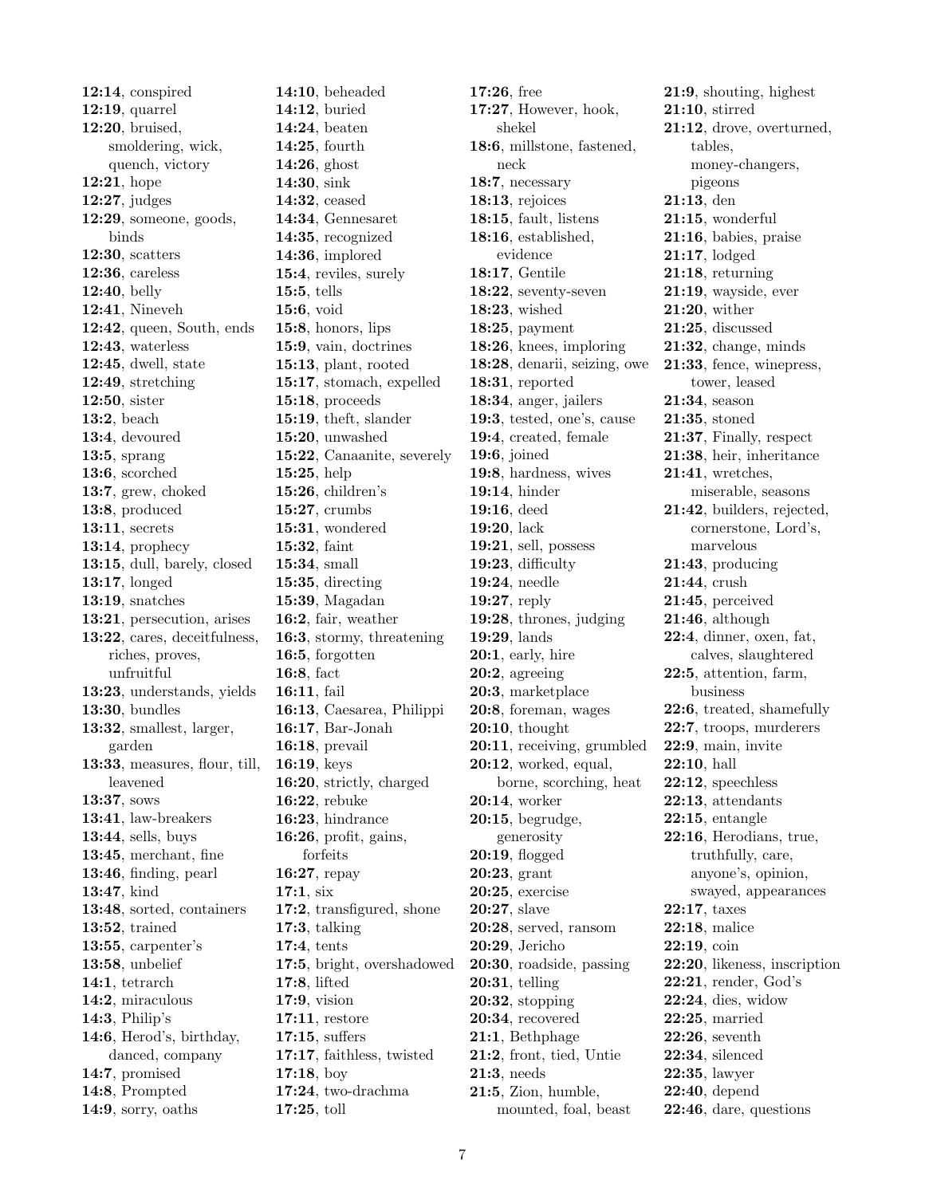**12:14**, conspired
**12:19**, quarrel
**12:20**, bruised, smoldering, wick, quench, victory
**12:21**, hope
**12:27**, judges
**12:29**, someone, goods, binds
**12:30**, scatters
**12:36**, careless
**12:40**, belly
**12:41**, Nineveh
**12:42**, queen, South, ends
**12:43**, waterless
**12:45**, dwell, state
**12:49**, stretching
**12:50**, sister
**13:2**, beach
**13:4**, devoured
**13:5**, sprang
**13:6**, scorched
**13:7**, grew, choked
**13:8**, produced
**13:11**, secrets
**13:14**, prophecy
**13:15**, dull, barely, closed
**13:17**, longed
**13:19**, snatches
**13:21**, persecution, arises
**13:22**, cares, deceitfulness, riches, proves, unfruitful
**13:23**, understands, yields
**13:30**, bundles
**13:32**, smallest, larger, garden
**13:33**, measures, flour, till, leavened
**13:37**, sows
**13:41**, law-breakers
**13:44**, sells, buys
**13:45**, merchant, fine
**13:46**, finding, pearl
**13:47**, kind
**13:48**, sorted, containers
**13:52**, trained
**13:55**, carpenter's
**13:58**, unbelief
**14:1**, tetrarch
**14:2**, miraculous
**14:3**, Philip's
**14:6**, Herod's, birthday, danced, company
**14:7**, promised
**14:8**, Prompted
**14:9**, sorry, oaths
**14:10**, beheaded
**14:12**, buried
**14:24**, beaten
**14:25**, fourth
**14:26**, ghost
**14:30**, sink
**14:32**, ceased
**14:34**, Gennesaret
**14:35**, recognized
**14:36**, implored
**15:4**, reviles, surely
**15:5**, tells
**15:6**, void
**15:8**, honors, lips
**15:9**, vain, doctrines
**15:13**, plant, rooted
**15:17**, stomach, expelled
**15:18**, proceeds
**15:19**, theft, slander
**15:20**, unwashed
**15:22**, Canaanite, severely
**15:25**, help
**15:26**, children's
**15:27**, crumbs
**15:31**, wondered
**15:32**, faint
**15:34**, small
**15:35**, directing
**15:39**, Magadan
**16:2**, fair, weather
**16:3**, stormy, threatening
**16:5**, forgotten
**16:8**, fact
**16:11**, fail
**16:13**, Caesarea, Philippi
**16:17**, Bar-Jonah
**16:18**, prevail
**16:19**, keys
**16:20**, strictly, charged
**16:22**, rebuke
**16:23**, hindrance
**16:26**, profit, gains, forfeits
**16:27**, repay
**17:1**, six
**17:2**, transfigured, shone
**17:3**, talking
**17:4**, tents
**17:5**, bright, overshadowed
**17:8**, lifted
**17:9**, vision
**17:11**, restore
**17:15**, suffers
**17:17**, faithless, twisted
**17:18**, boy
**17:24**, two-drachma
**17:25**, toll
**17:26**, free
**17:27**, However, hook, shekel
**18:6**, millstone, fastened, neck
**18:7**, necessary
**18:13**, rejoices
**18:15**, fault, listens
**18:16**, established, evidence
**18:17**, Gentile
**18:22**, seventy-seven
**18:23**, wished
**18:25**, payment
**18:26**, knees, imploring
**18:28**, denarii, seizing, owe
**18:31**, reported
**18:34**, anger, jailers
**19:3**, tested, one's, cause
**19:4**, created, female
**19:6**, joined
**19:8**, hardness, wives
**19:14**, hinder
**19:16**, deed
**19:20**, lack
**19:21**, sell, possess
**19:23**, difficulty
**19:24**, needle
**19:27**, reply
**19:28**, thrones, judging
**19:29**, lands
**20:1**, early, hire
**20:2**, agreeing
**20:3**, marketplace
**20:8**, foreman, wages
**20:10**, thought
**20:11**, receiving, grumbled
**20:12**, worked, equal, borne, scorching, heat
**20:14**, worker
**20:15**, begrudge, generosity
**20:19**, flogged
**20:23**, grant
**20:25**, exercise
**20:27**, slave
**20:28**, served, ransom
**20:29**, Jericho
**20:30**, roadside, passing
**20:31**, telling
**20:32**, stopping
**20:34**, recovered
**21:1**, Bethphage
**21:2**, front, tied, Untie
**21:3**, needs
**21:5**, Zion, humble, mounted, foal, beast
**21:9**, shouting, highest
**21:10**, stirred
**21:12**, drove, overturned, tables, money-changers, pigeons
**21:13**, den
**21:15**, wonderful
**21:16**, babies, praise
**21:17**, lodged
**21:18**, returning
**21:19**, wayside, ever
**21:20**, wither
**21:25**, discussed
**21:32**, change, minds
**21:33**, fence, winepress, tower, leased
**21:34**, season
**21:35**, stoned
**21:37**, Finally, respect
**21:38**, heir, inheritance
**21:41**, wretches, miserable, seasons
**21:42**, builders, rejected, cornerstone, Lord's, marvelous
**21:43**, producing
**21:44**, crush
**21:45**, perceived
**21:46**, although
**22:4**, dinner, oxen, fat, calves, slaughtered
**22:5**, attention, farm, business
**22:6**, treated, shamefully
**22:7**, troops, murderers
**22:9**, main, invite
**22:10**, hall
**22:12**, speechless
**22:13**, attendants
**22:15**, entangle
**22:16**, Herodians, true, truthfully, care, anyone's, opinion, swayed, appearances
**22:17**, taxes
**22:18**, malice
**22:19**, coin
**22:20**, likeness, inscription
**22:21**, render, God's
**22:24**, dies, widow
**22:25**, married
**22:26**, seventh
**22:34**, silenced
**22:35**, lawyer
**22:40**, depend
**22:46**, dare, questions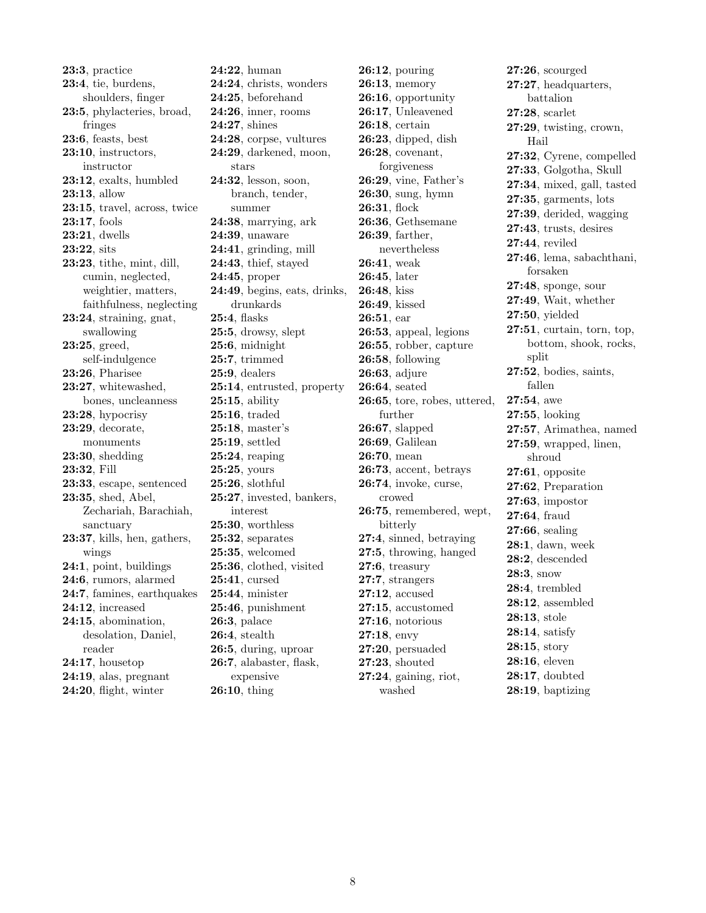**23:3**, practice
**23:4**, tie, burdens, shoulders, finger
**23:5**, phylacteries, broad, fringes
**23:6**, feasts, best
**23:10**, instructors, instructor
**23:12**, exalts, humbled
**23:13**, allow
**23:15**, travel, across, twice
**23:17**, fools
**23:21**, dwells
**23:22**, sits
**23:23**, tithe, mint, dill, cumin, neglected, weightier, matters, faithfulness, neglecting
**23:24**, straining, gnat, swallowing
**23:25**, greed, self-indulgence
**23:26**, Pharisee
**23:27**, whitewashed, bones, uncleanness
**23:28**, hypocrisy
**23:29**, decorate, monuments
**23:30**, shedding
**23:32**, Fill
**23:33**, escape, sentenced
**23:35**, shed, Abel, Zechariah, Barachiah, sanctuary
**23:37**, kills, hen, gathers, wings
**24:1**, point, buildings
**24:6**, rumors, alarmed
**24:7**, famines, earthquakes
**24:12**, increased
**24:15**, abomination, desolation, Daniel, reader
**24:17**, housetop
**24:19**, alas, pregnant
**24:20**, flight, winter
**24:22**, human
**24:24**, christs, wonders
**24:25**, beforehand
**24:26**, inner, rooms
**24:27**, shines
**24:28**, corpse, vultures
**24:29**, darkened, moon, stars
**24:32**, lesson, soon, branch, tender, summer
**24:38**, marrying, ark
**24:39**, unaware
**24:41**, grinding, mill
**24:43**, thief, stayed
**24:45**, proper
**24:49**, begins, eats, drinks, drunkards
**25:4**, flasks
**25:5**, drowsy, slept
**25:6**, midnight
**25:7**, trimmed
**25:9**, dealers
**25:14**, entrusted, property
**25:15**, ability
**25:16**, traded
**25:18**, master's
**25:19**, settled
**25:24**, reaping
**25:25**, yours
**25:26**, slothful
**25:27**, invested, bankers, interest
**25:30**, worthless
**25:32**, separates
**25:35**, welcomed
**25:36**, clothed, visited
**25:41**, cursed
**25:44**, minister
**25:46**, punishment
**26:3**, palace
**26:4**, stealth
**26:5**, during, uproar
**26:7**, alabaster, flask, expensive
**26:10**, thing
**26:12**, pouring
**26:13**, memory
**26:16**, opportunity
**26:17**, Unleavened
**26:18**, certain
**26:23**, dipped, dish
**26:28**, covenant, forgiveness
**26:29**, vine, Father's
**26:30**, sung, hymn
**26:31**, flock
**26:36**, Gethsemane
**26:39**, farther, nevertheless
**26:41**, weak
**26:45**, later
**26:48**, kiss
**26:49**, kissed
**26:51**, ear
**26:53**, appeal, legions
**26:55**, robber, capture
**26:58**, following
**26:63**, adjure
**26:64**, seated
**26:65**, tore, robes, uttered, further
**26:67**, slapped
**26:69**, Galilean
**26:70**, mean
**26:73**, accent, betrays
**26:74**, invoke, curse, crowed
**26:75**, remembered, wept, bitterly
**27:4**, sinned, betraying
**27:5**, throwing, hanged
**27:6**, treasury
**27:7**, strangers
**27:12**, accused
**27:15**, accustomed
**27:16**, notorious
**27:18**, envy
**27:20**, persuaded
**27:23**, shouted
**27:24**, gaining, riot, washed
**27:26**, scourged
**27:27**, headquarters, battalion
**27:28**, scarlet
**27:29**, twisting, crown, Hail
**27:32**, Cyrene, compelled
**27:33**, Golgotha, Skull
**27:34**, mixed, gall, tasted
**27:35**, garments, lots
**27:39**, derided, wagging
**27:43**, trusts, desires
**27:44**, reviled
**27:46**, lema, sabachthani, forsaken
**27:48**, sponge, sour
**27:49**, Wait, whether
**27:50**, yielded
**27:51**, curtain, torn, top, bottom, shook, rocks, split
**27:52**, bodies, saints, fallen
**27:54**, awe
**27:55**, looking
**27:57**, Arimathea, named
**27:59**, wrapped, linen, shroud
**27:61**, opposite
**27:62**, Preparation
**27:63**, impostor
**27:64**, fraud
**27:66**, sealing
**28:1**, dawn, week
**28:2**, descended
**28:3**, snow
**28:4**, trembled
**28:12**, assembled
**28:13**, stole
**28:14**, satisfy
**28:15**, story
**28:16**, eleven
**28:17**, doubted
**28:19**, baptizing